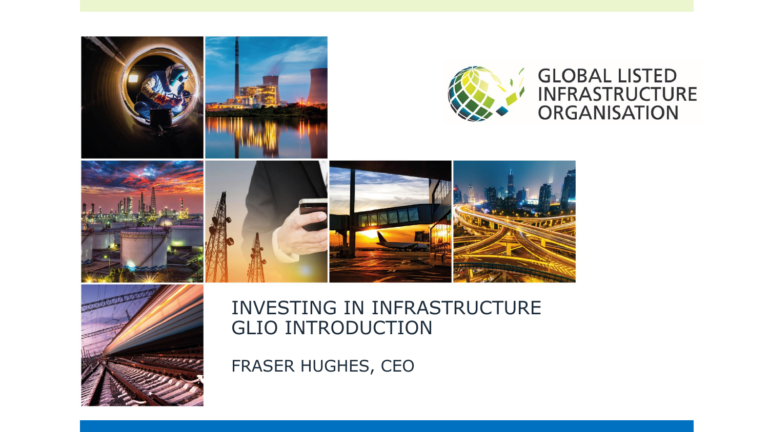GLOBAL LISTED INFRASTRUCTURE ORGANISATION

# INVESTING IN INFRASTRUCTURE
# GLIO INTRODUCTION

FRASER HUGHES, CEO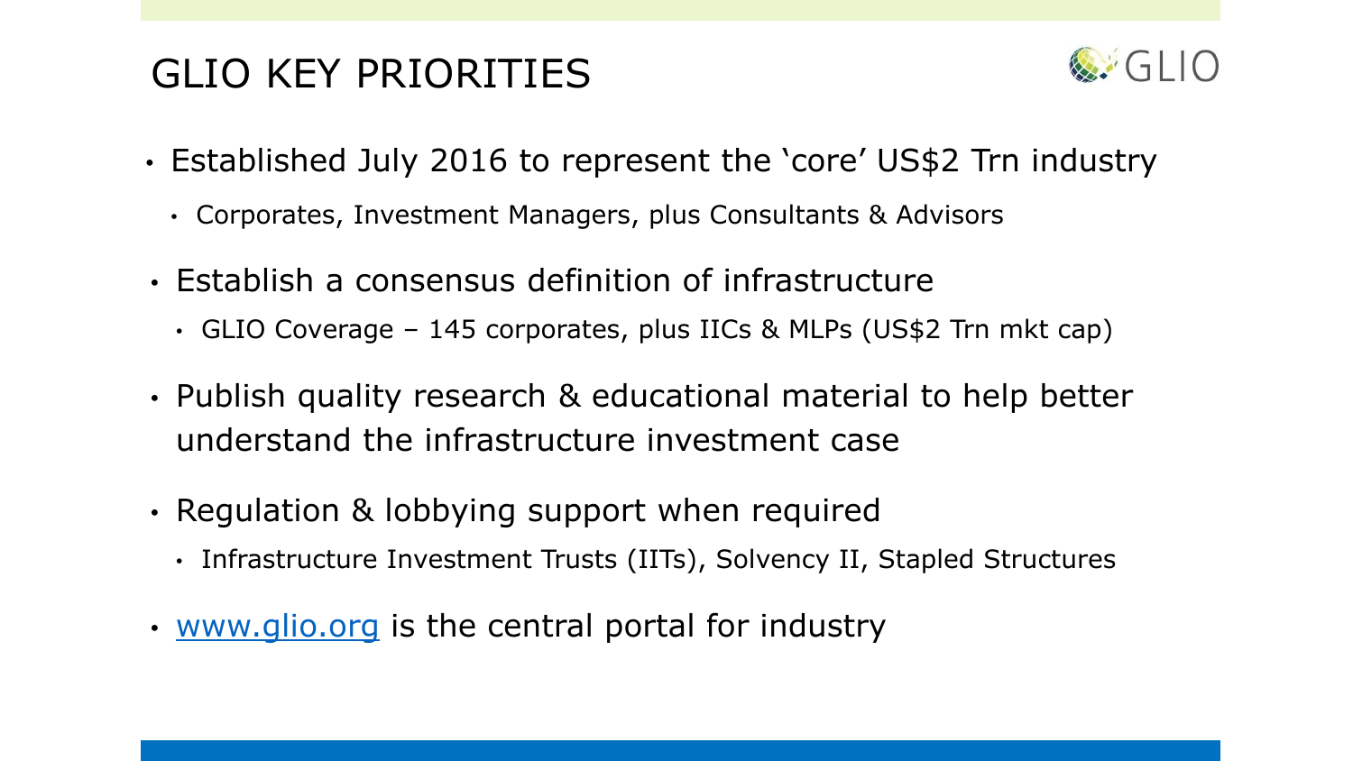# GLIO KEY PRIORITIES

- Established July 2016 to represent the 'core' US$2 Trn industry
  - Corporates, Investment Managers, plus Consultants & Advisors
- Establish a consensus definition of infrastructure
  - GLIO Coverage – 145 corporates, plus IICs & MLPs (US$2 Trn mkt cap)
- Publish quality research & educational material to help better understand the infrastructure investment case
- Regulation & lobbying support when required
  - Infrastructure Investment Trusts (IITs), Solvency II, Stapled Structures
- [www.glio.org](http://www.glio.org) is the central portal for industry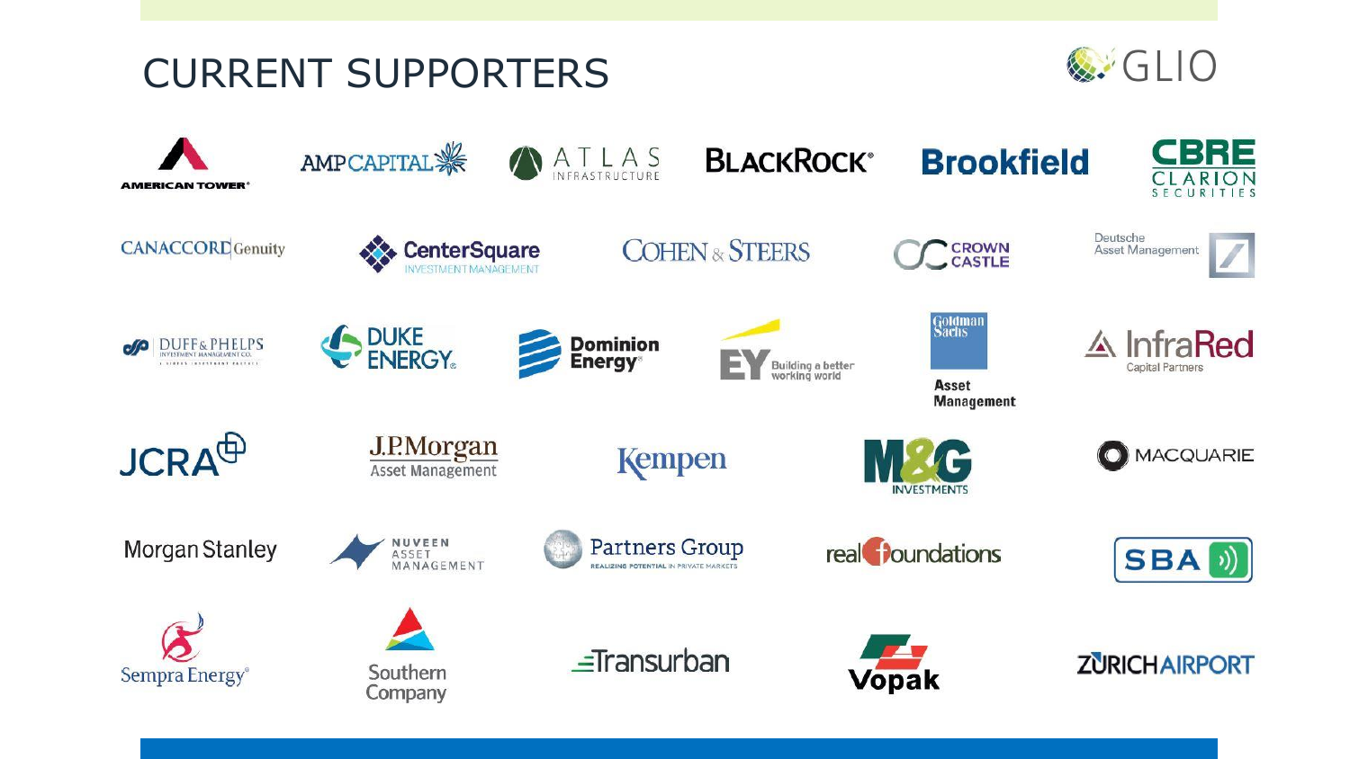# CURRENT SUPPORTERS

GLIO

- AMERICAN TOWER
- AMP CAPITAL
- ATLAS INFRASTRUCTURE
- BLACKROCK
- Brookfield
- CBRE CLARION SECURITIES
- CANACCORD Genuity
- CenterSquare INVESTMENT MANAGEMENT
- COHEN & STEERS
- CROWN CASTLE
- Deutsche Asset Management
- DUFF & PHELPS INVESTMENT MANAGEMENT CO.
- DUKE ENERGY
- Dominion Energy
- EY Building a better working world
- Goldman Sachs Asset Management
- InfraRed Capital Partners
- JCRA
- J.P.Morgan Asset Management
- Kempen
- M&G INVESTMENTS
- MACQUARIE
- Morgan Stanley
- NUVEEN ASSET MANAGEMENT
- Partners Group REALIZING POTENTIAL IN PRIVATE MARKETS
- realfoundations
- SBA
- Sempra Energy
- Southern Company
- Transurban
- Vopak
- ZURICH AIRPORT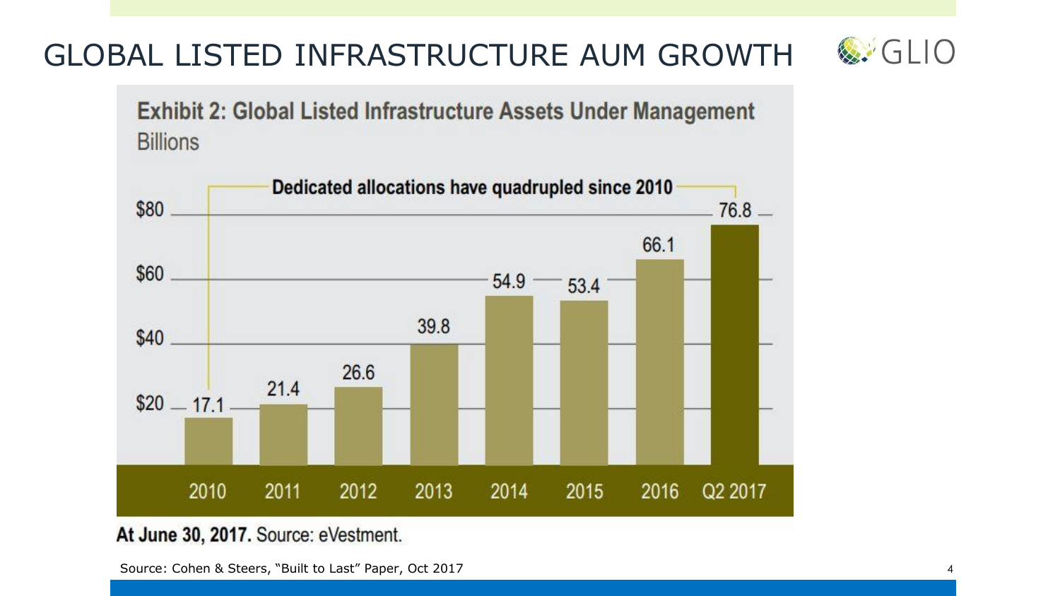# GLOBAL LISTED INFRASTRUCTURE AUM GROWTH

**Exhibit 2: Global Listed Infrastructure Assets Under Management**
Billions

**Dedicated allocations have quadrupled since 2010**

| Year | AUM ($ Billions) |
|---|---|
| 2010 | 17.1 |
| 2011 | 21.4 |
| 2012 | 26.6 |
| 2013 | 39.8 |
| 2014 | 54.9 |
| 2015 | 53.4 |
| 2016 | 66.1 |
| Q2 2017 | 76.8 |

**At June 30, 2017.** Source: eVestment.

Source: Cohen & Steers, "Built to Last" Paper, Oct 2017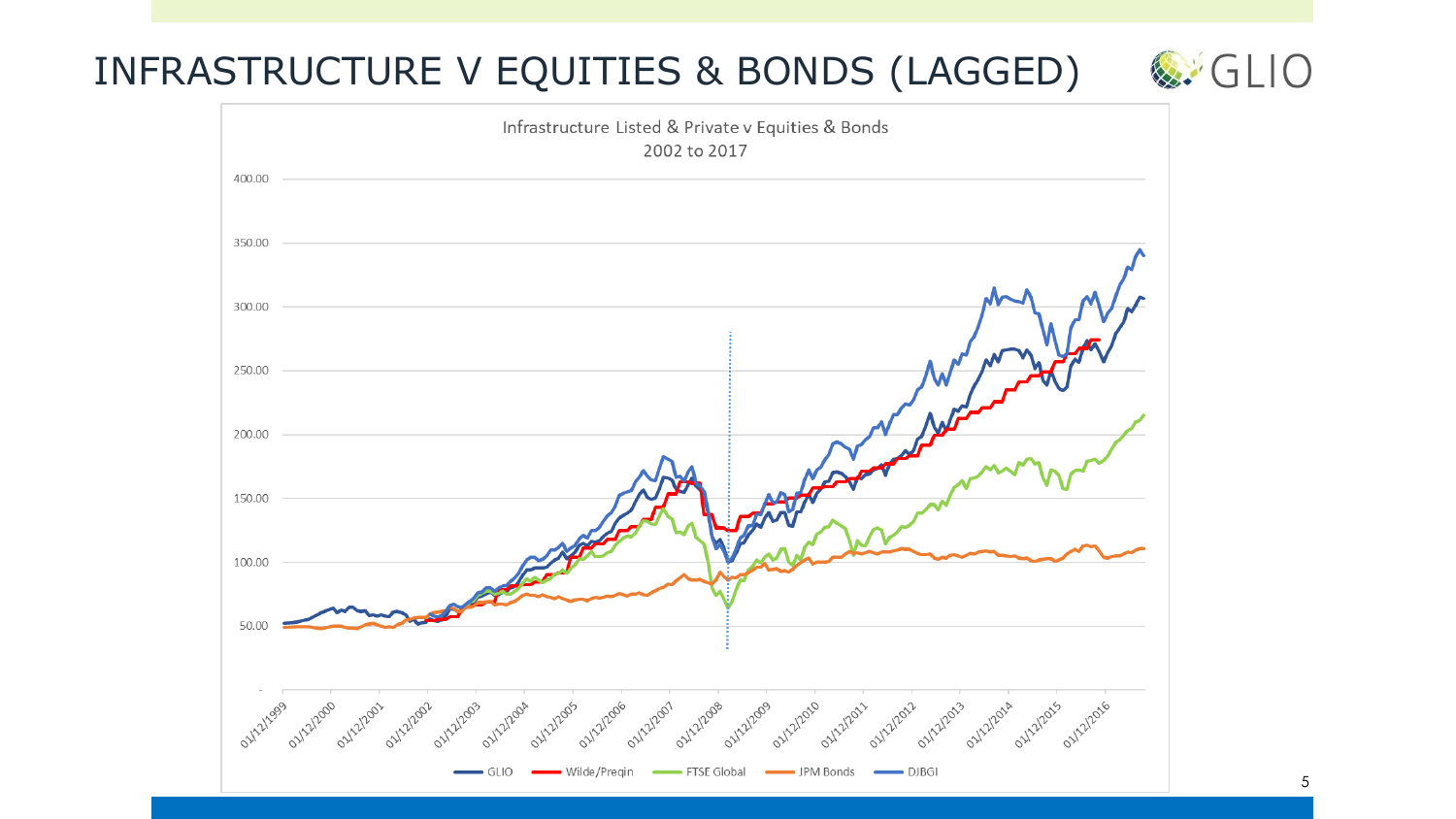# INFRASTRUCTURE V EQUITIES & BONDS (LAGGED)

Infrastructure Listed & Private v Equities & Bonds
2002 to 2017

GLIO | Wilde/Preqin | FTSE Global | JPM Bonds | DJBGI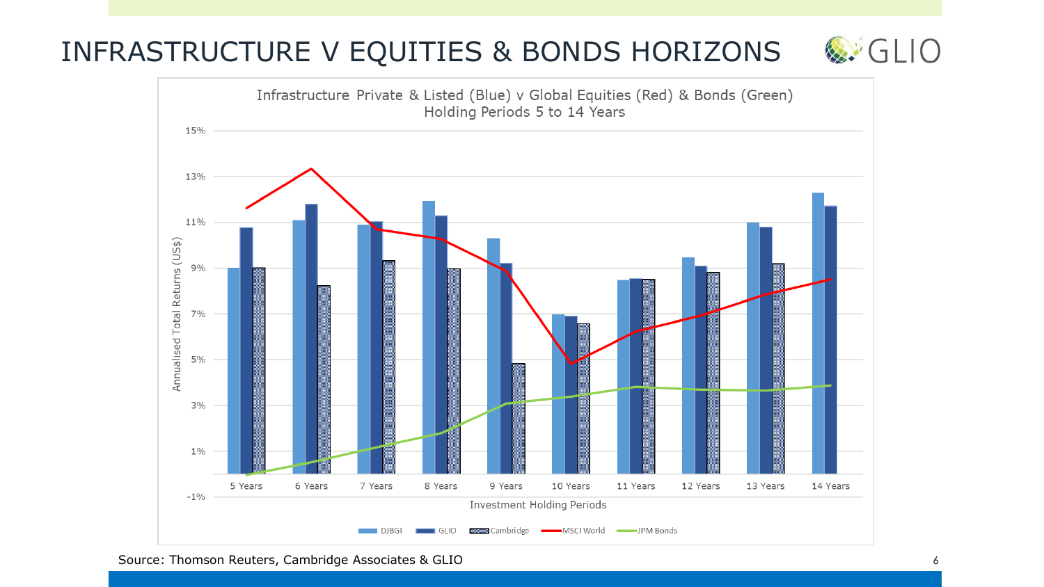# INFRASTRUCTURE V EQUITIES & BONDS HORIZONS

Infrastructure Private & Listed (Blue) v Global Equities (Red) & Bonds (Green)
Holding Periods 5 to 14 Years

Source: Thomson Reuters, Cambridge Associates & GLIO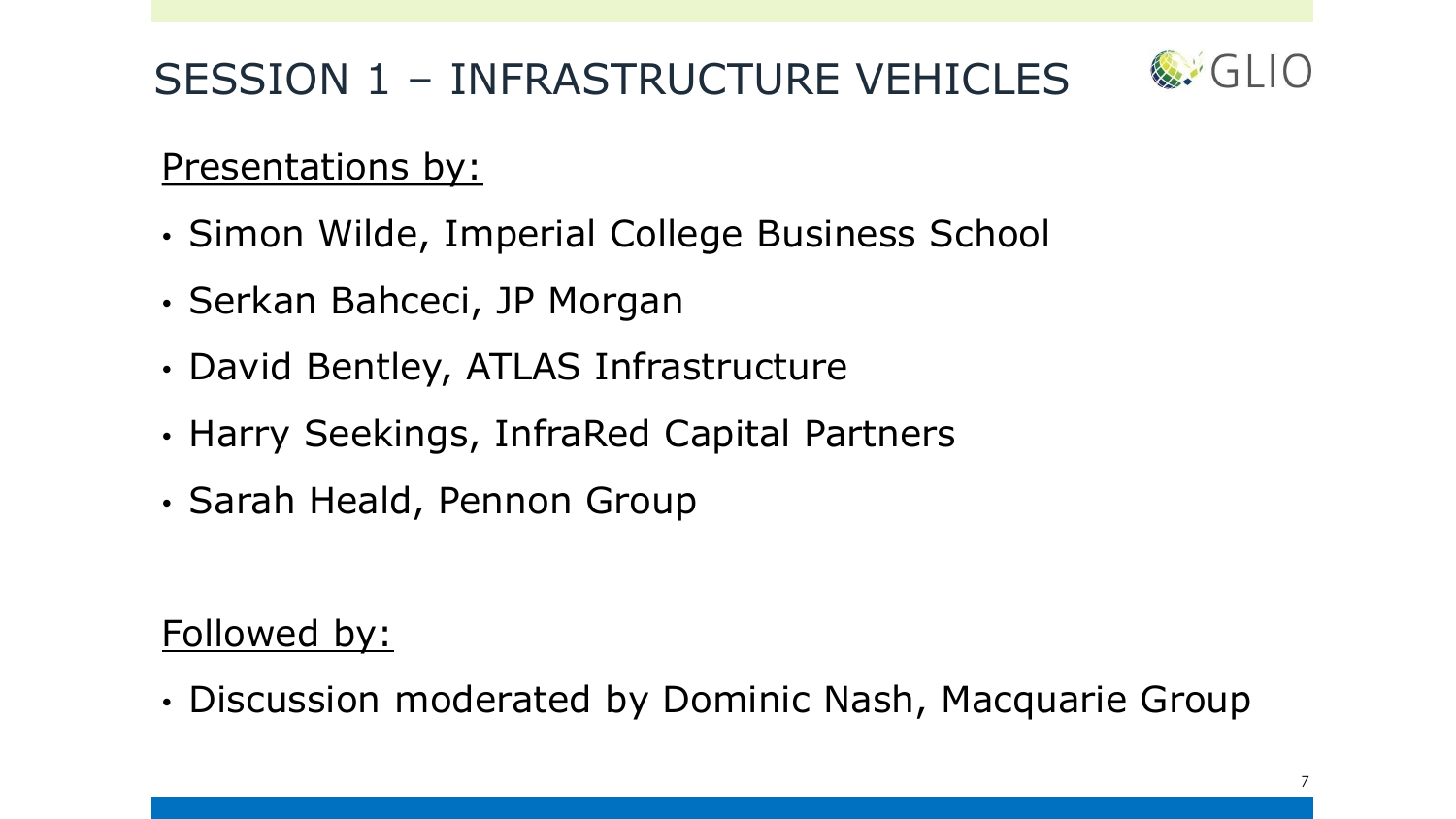# SESSION 1 – INFRASTRUCTURE VEHICLES

GLIO

Presentations by:

- Simon Wilde, Imperial College Business School
- Serkan Bahceci, JP Morgan
- David Bentley, ATLAS Infrastructure
- Harry Seekings, InfraRed Capital Partners
- Sarah Heald, Pennon Group

Followed by:

- Discussion moderated by Dominic Nash, Macquarie Group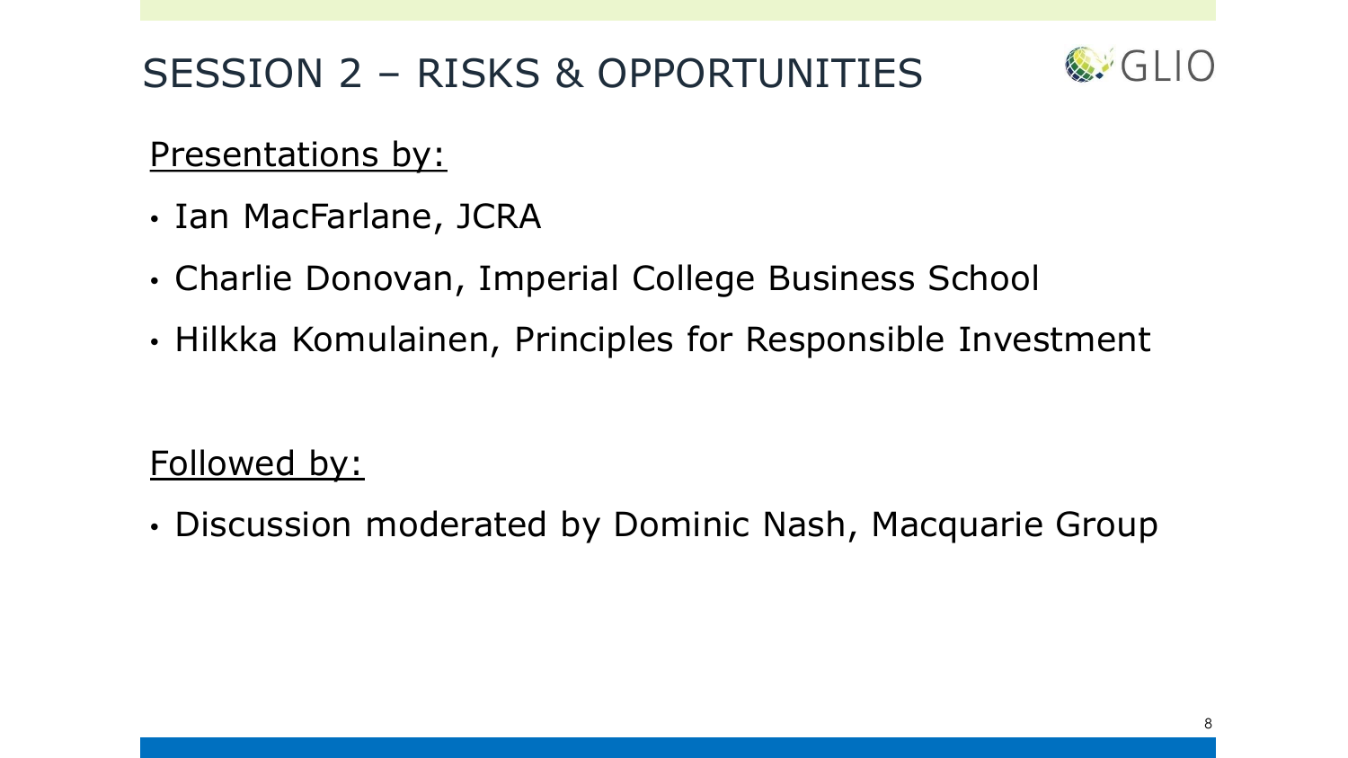# SESSION 2 – RISKS & OPPORTUNITIES

GLIO

Presentations by:

- Ian MacFarlane, JCRA
- Charlie Donovan, Imperial College Business School
- Hilkka Komulainen, Principles for Responsible Investment

Followed by:

- Discussion moderated by Dominic Nash, Macquarie Group